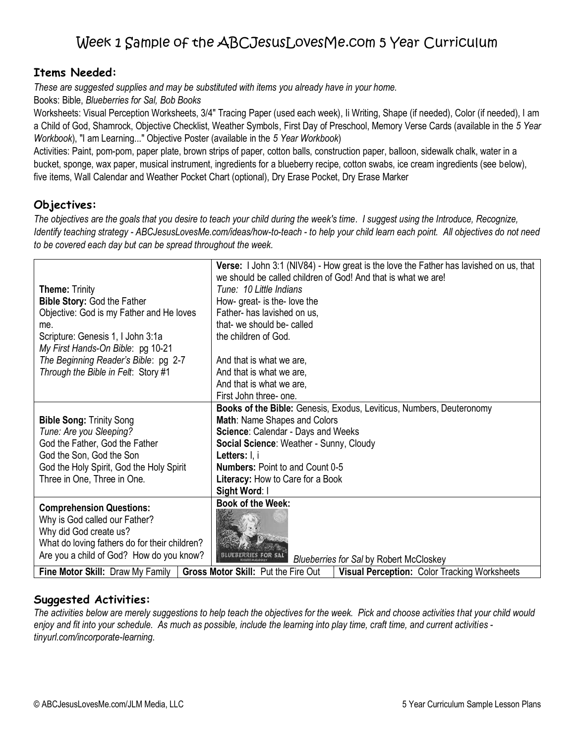# Week 1 Sample of the ABCJesusLovesMe.com 5 Year Curriculum

## Items Needed:

*These are suggested supplies and may be substituted with items you already have in your home.*

Books: Bible, *Blueberries for Sal, Bob Books*

Worksheets: Visual Perception Worksheets, 3/4" Tracing Paper (used each week), Ii Writing, Shape (if needed), Color (if needed), I am a Child of God, Shamrock, Objective Checklist, Weather Symbols, First Day of Preschool, Memory Verse Cards (available in the *5 Year Workbook*), "I am Learning..." Objective Poster (available in the *5 Year Workbook*)

Activities: Paint, pom-pom, paper plate, brown strips of paper, cotton balls, construction paper, balloon, sidewalk chalk, water in a bucket, sponge, wax paper, musical instrument, ingredients for a blueberry recipe, cotton swabs, ice cream ingredients (see below), five items, Wall Calendar and Weather Pocket Chart (optional), Dry Erase Pocket, Dry Erase Marker

## Objectives:

*The objectives are the goals that you desire to teach your child during the week's time. I suggest using the Introduce, Recognize, Identify teaching strategy - ABCJesusLovesMe.com/ideas/how-to-teach - to help your child learn each point. All objectives do not need to be covered each day but can be spread throughout the week.*

| | |
|---|---|
| **Theme:** Trinity<br>**Bible Story:** God the Father<br>Objective: God is my Father and He loves me.<br>Scripture: Genesis 1, I John 3:1a<br>*My First Hands-On Bible*: pg 10-21<br>*The Beginning Reader's Bible*: pg 2-7<br>*Through the Bible in Felt*: Story #1 | **Verse:** I John 3:1 (NIV84) - How great is the love the Father has lavished on us, that we should be called children of God! And that is what we are!<br>*Tune: 10 Little Indians*<br>How- great- is the- love the<br>Father- has lavished on us,<br>that- we should be- called<br>the children of God.<br><br>And that is what we are,<br>And that is what we are,<br>And that is what we are,<br>First John three- one. |
| **Bible Song:** Trinity Song<br>*Tune: Are you Sleeping?*<br>God the Father, God the Father<br>God the Son, God the Son<br>God the Holy Spirit, God the Holy Spirit<br>Three in One, Three in One. | **Books of the Bible:** Genesis, Exodus, Leviticus, Numbers, Deuteronomy<br>**Math**: Name Shapes and Colors<br>**Science**: Calendar - Days and Weeks<br>**Social Science**: Weather - Sunny, Cloudy<br>**Letters:** I, i<br>**Numbers:** Point to and Count 0-5<br>**Literacy:** How to Care for a Book<br>**Sight Word**: I |
| **Comprehension Questions:**<br>Why is God called our Father?<br>Why did God create us?<br>What do loving fathers do for their children?<br>Are you a child of God? How do you know? | **Book of the Week:**<br>*Blueberries for Sal* by Robert McCloskey |
| **Fine Motor Skill:** Draw My Family<br>**Gross Motor Skill:** Put the Fire Out | **Visual Perception:** Color Tracking Worksheets |

## Suggested Activities:

*The activities below are merely suggestions to help teach the objectives for the week. Pick and choose activities that your child would enjoy and fit into your schedule. As much as possible, include the learning into play time, craft time, and current activities - tinyurl.com/incorporate-learning.*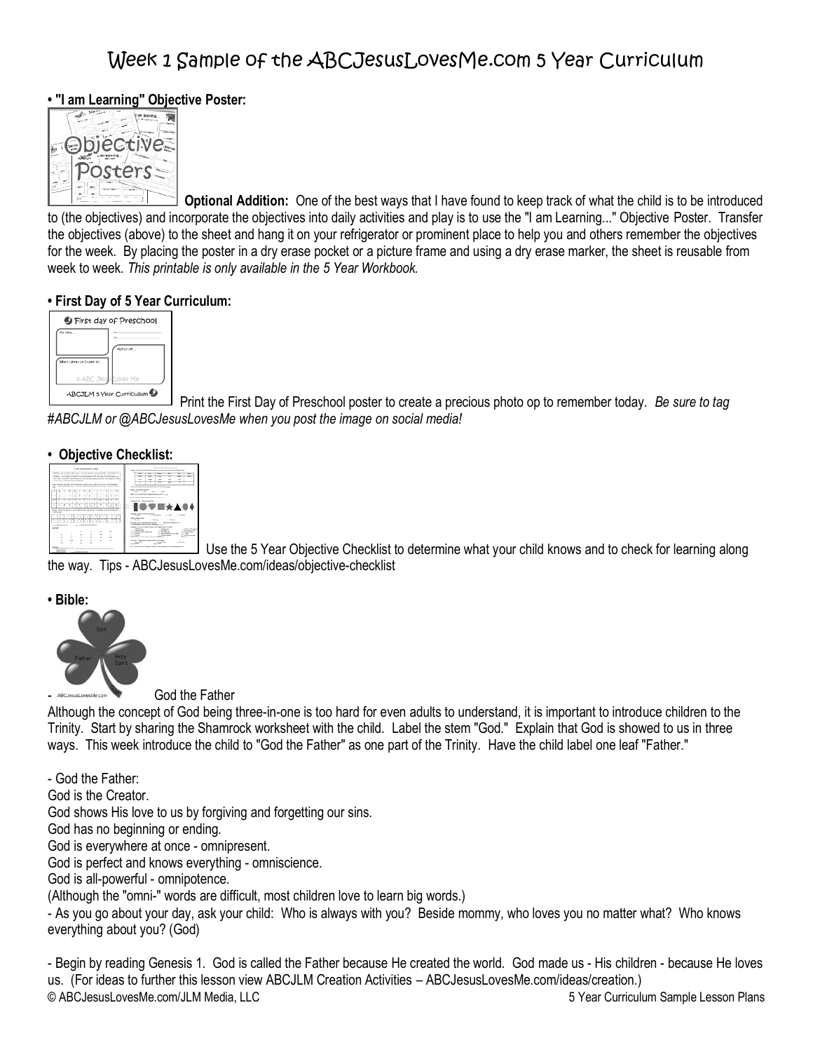# Week 1 Sample of the ABCJesusLovesMe.com 5 Year Curriculum

**• "I am Learning" Objective Poster:**

**Optional Addition:** One of the best ways that I have found to keep track of what the child is to be introduced to (the objectives) and incorporate the objectives into daily activities and play is to use the "I am Learning..." Objective Poster. Transfer the objectives (above) to the sheet and hang it on your refrigerator or prominent place to help you and others remember the objectives for the week. By placing the poster in a dry erase pocket or a picture frame and using a dry erase marker, the sheet is reusable from week to week. *This printable is only available in the 5 Year Workbook.*

**• First Day of 5 Year Curriculum:**

Print the First Day of Preschool poster to create a precious photo op to remember today. *Be sure to tag #ABCJLM or @ABCJesusLovesMe when you post the image on social media!*

**• Objective Checklist:**

Use the 5 Year Objective Checklist to determine what your child knows and to check for learning along the way. Tips - ABCJesusLovesMe.com/ideas/objective-checklist

**• Bible:**

- God the Father

Although the concept of God being three-in-one is too hard for even adults to understand, it is important to introduce children to the Trinity. Start by sharing the Shamrock worksheet with the child. Label the stem "God." Explain that God is showed to us in three ways. This week introduce the child to "God the Father" as one part of the Trinity. Have the child label one leaf "Father."

- God the Father:
God is the Creator.
God shows His love to us by forgiving and forgetting our sins.
God has no beginning or ending.
God is everywhere at once - omnipresent.
God is perfect and knows everything - omniscience.
God is all-powerful - omnipotence.
(Although the "omni-" words are difficult, most children love to learn big words.)
- As you go about your day, ask your child: Who is always with you? Beside mommy, who loves you no matter what? Who knows everything about you? (God)

- Begin by reading Genesis 1. God is called the Father because He created the world. God made us - His children - because He loves us. (For ideas to further this lesson view ABCJLM Creation Activities – ABCJesusLovesMe.com/ideas/creation.)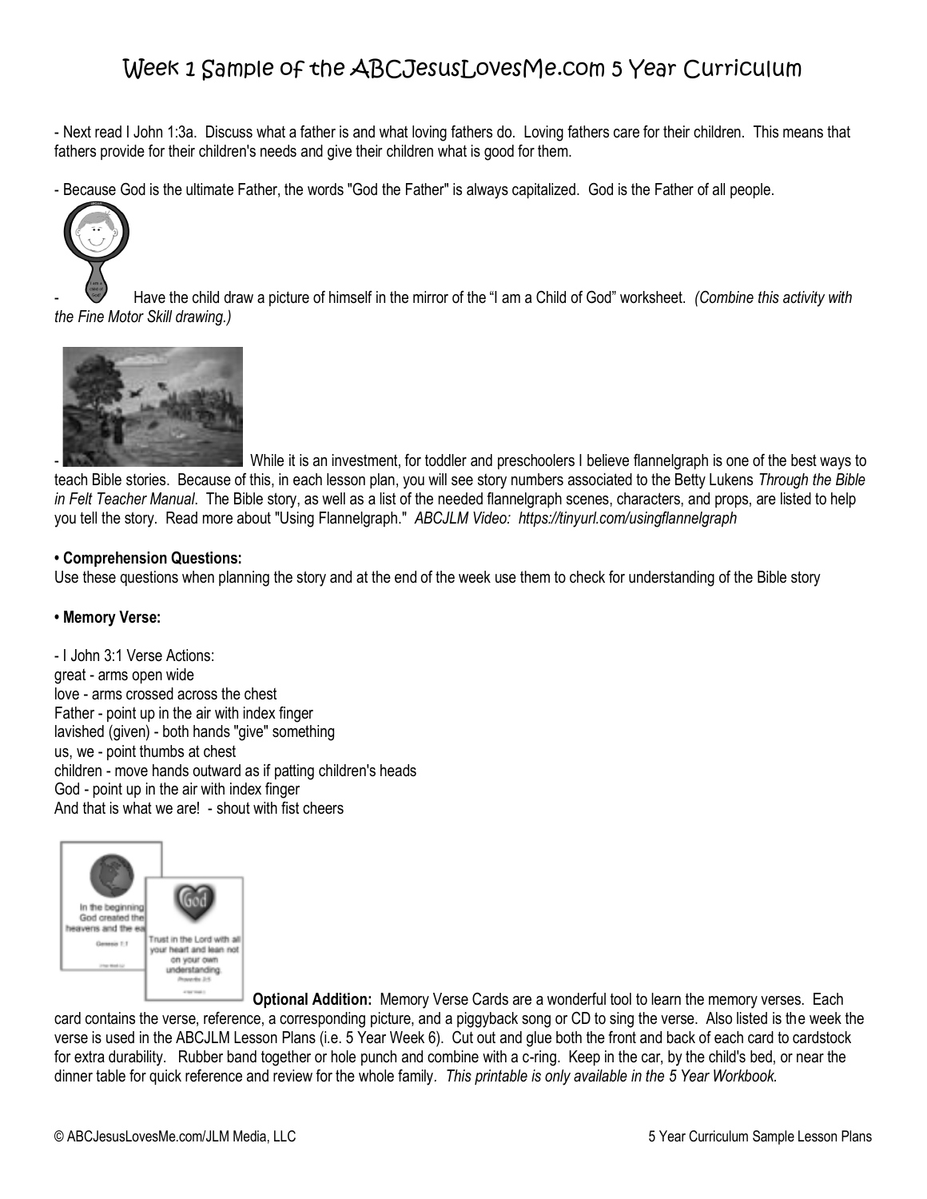- Next read I John 1:3a. Discuss what a father is and what loving fathers do. Loving fathers care for their children. This means that fathers provide for their children's needs and give their children what is good for them.

- Because God is the ultimate Father, the words "God the Father" is always capitalized. God is the Father of all people.

- Have the child draw a picture of himself in the mirror of the "I am a Child of God" worksheet. *(Combine this activity with the Fine Motor Skill drawing.)*

- While it is an investment, for toddler and preschoolers I believe flannelgraph is one of the best ways to teach Bible stories. Because of this, in each lesson plan, you will see story numbers associated to the Betty Lukens *Through the Bible in Felt Teacher Manual*. The Bible story, as well as a list of the needed flannelgraph scenes, characters, and props, are listed to help you tell the story. Read more about "Using Flannelgraph." *ABCJLM Video: https://tinyurl.com/usingflannelgraph*

**• Comprehension Questions:**
Use these questions when planning the story and at the end of the week use them to check for understanding of the Bible story

**• Memory Verse:**

- I John 3:1 Verse Actions:
great - arms open wide
love - arms crossed across the chest
Father - point up in the air with index finger
lavished (given) - both hands "give" something
us, we - point thumbs at chest
children - move hands outward as if patting children's heads
God - point up in the air with index finger
And that is what we are! - shout with fist cheers

**Optional Addition:** Memory Verse Cards are a wonderful tool to learn the memory verses. Each card contains the verse, reference, a corresponding picture, and a piggyback song or CD to sing the verse. Also listed is the week the verse is used in the ABCJLM Lesson Plans (i.e. 5 Year Week 6). Cut out and glue both the front and back of each card to cardstock for extra durability. Rubber band together or hole punch and combine with a c-ring. Keep in the car, by the child's bed, or near the dinner table for quick reference and review for the whole family. *This printable is only available in the 5 Year Workbook.*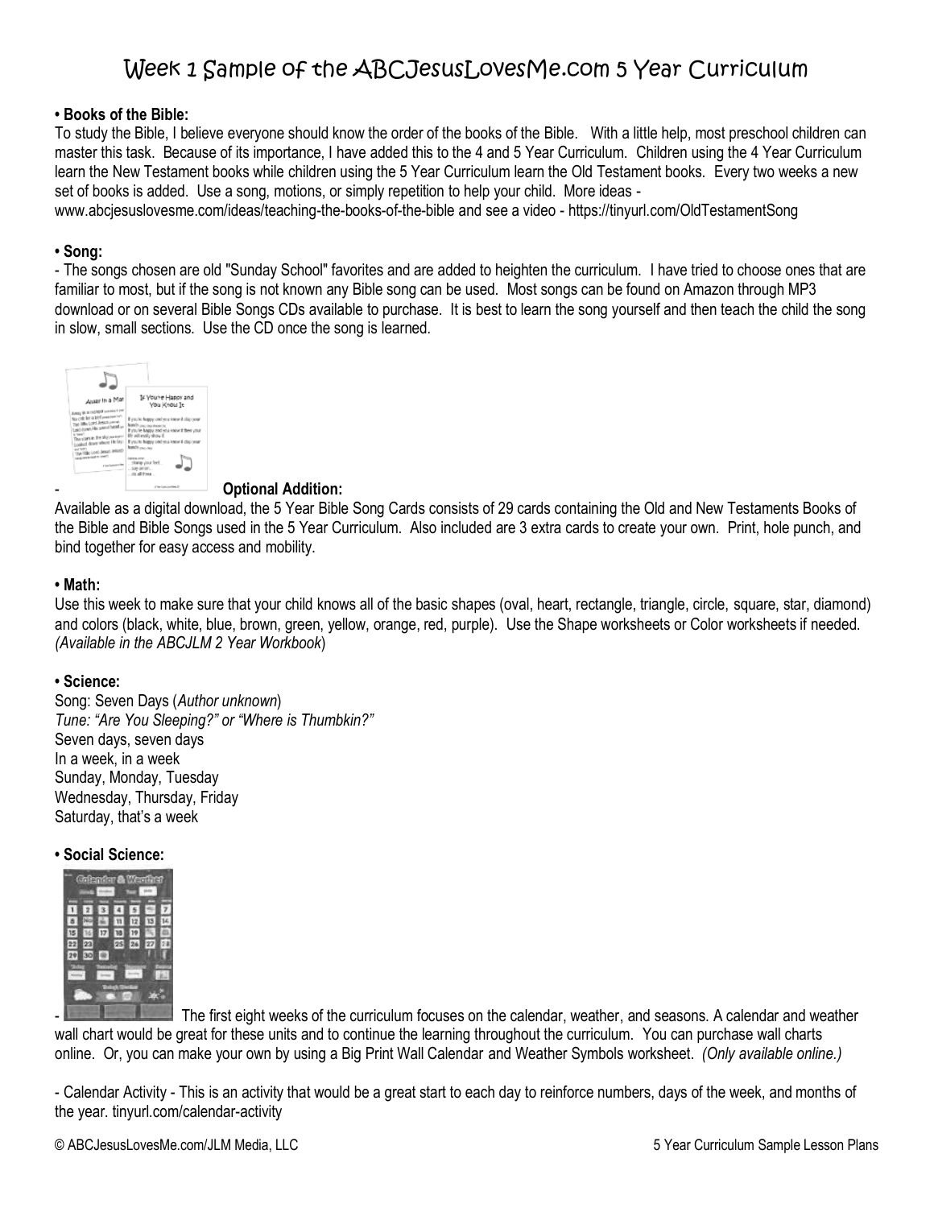# Week 1 Sample of the ABCJesusLovesMe.com 5 Year Curriculum

**• Books of the Bible:**
To study the Bible, I believe everyone should know the order of the books of the Bible. With a little help, most preschool children can master this task. Because of its importance, I have added this to the 4 and 5 Year Curriculum. Children using the 4 Year Curriculum learn the New Testament books while children using the 5 Year Curriculum learn the Old Testament books. Every two weeks a new set of books is added. Use a song, motions, or simply repetition to help your child. More ideas - www.abcjesuslovesme.com/ideas/teaching-the-books-of-the-bible and see a video - https://tinyurl.com/OldTestamentSong

**• Song:**
- The songs chosen are old "Sunday School" favorites and are added to heighten the curriculum. I have tried to choose ones that are familiar to most, but if the song is not known any Bible song can be used. Most songs can be found on Amazon through MP3 download or on several Bible Songs CDs available to purchase. It is best to learn the song yourself and then teach the child the song in slow, small sections. Use the CD once the song is learned.

- **Optional Addition:**
Available as a digital download, the 5 Year Bible Song Cards consists of 29 cards containing the Old and New Testaments Books of the Bible and Bible Songs used in the 5 Year Curriculum. Also included are 3 extra cards to create your own. Print, hole punch, and bind together for easy access and mobility.

**• Math:**
Use this week to make sure that your child knows all of the basic shapes (oval, heart, rectangle, triangle, circle, square, star, diamond) and colors (black, white, blue, brown, green, yellow, orange, red, purple). Use the Shape worksheets or Color worksheets if needed. *(Available in the ABCJLM 2 Year Workbook*)

**• Science:**
Song: Seven Days (*Author unknown*)
*Tune: "Are You Sleeping?" or "Where is Thumbkin?"*
Seven days, seven days
In a week, in a week
Sunday, Monday, Tuesday
Wednesday, Thursday, Friday
Saturday, that's a week

**• Social Science:**

- The first eight weeks of the curriculum focuses on the calendar, weather, and seasons. A calendar and weather wall chart would be great for these units and to continue the learning throughout the curriculum. You can purchase wall charts online. Or, you can make your own by using a Big Print Wall Calendar and Weather Symbols worksheet. *(Only available online.)*

- Calendar Activity - This is an activity that would be a great start to each day to reinforce numbers, days of the week, and months of the year. tinyurl.com/calendar-activity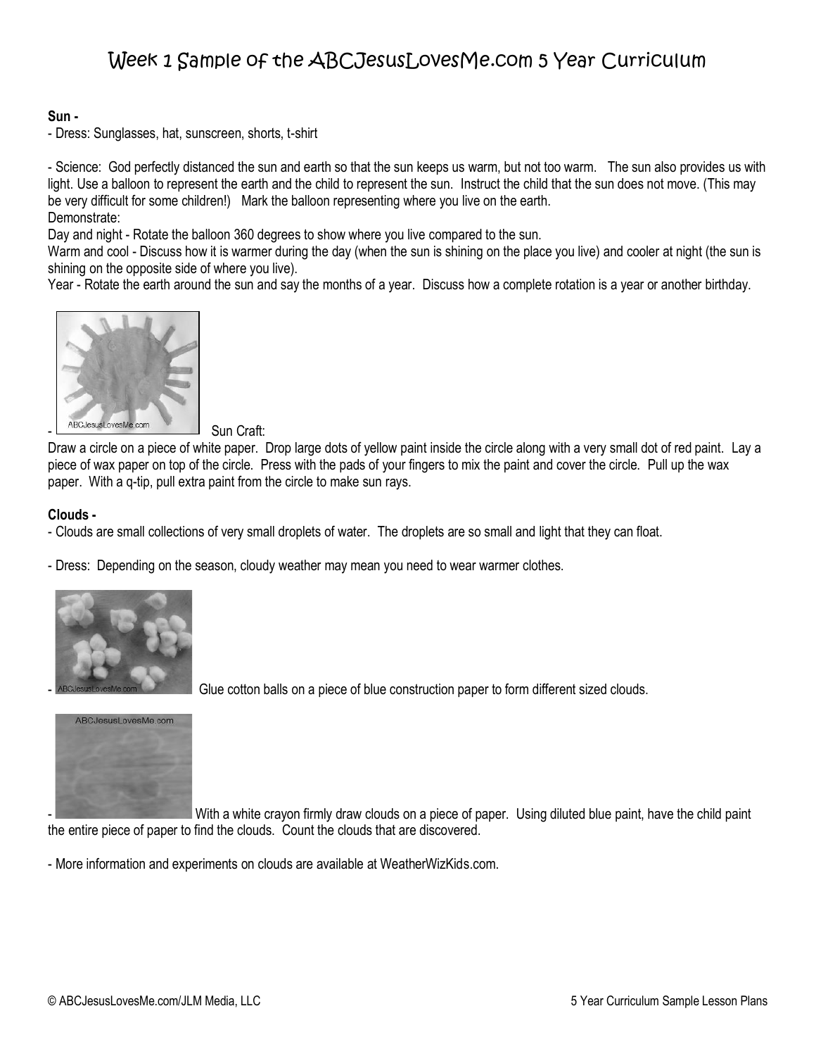# Week 1 Sample of the ABCJesusLovesMe.com 5 Year Curriculum

**Sun -**

- Dress: Sunglasses, hat, sunscreen, shorts, t-shirt

- Science: God perfectly distanced the sun and earth so that the sun keeps us warm, but not too warm. The sun also provides us with light. Use a balloon to represent the earth and the child to represent the sun. Instruct the child that the sun does not move. (This may be very difficult for some children!) Mark the balloon representing where you live on the earth.

Demonstrate:

Day and night - Rotate the balloon 360 degrees to show where you live compared to the sun.

Warm and cool - Discuss how it is warmer during the day (when the sun is shining on the place you live) and cooler at night (the sun is shining on the opposite side of where you live).

Year - Rotate the earth around the sun and say the months of a year. Discuss how a complete rotation is a year or another birthday.

- Sun Craft:

Draw a circle on a piece of white paper. Drop large dots of yellow paint inside the circle along with a very small dot of red paint. Lay a piece of wax paper on top of the circle. Press with the pads of your fingers to mix the paint and cover the circle. Pull up the wax paper. With a q-tip, pull extra paint from the circle to make sun rays.

**Clouds -**

- Clouds are small collections of very small droplets of water. The droplets are so small and light that they can float.

- Dress: Depending on the season, cloudy weather may mean you need to wear warmer clothes.

- Glue cotton balls on a piece of blue construction paper to form different sized clouds.

- With a white crayon firmly draw clouds on a piece of paper. Using diluted blue paint, have the child paint the entire piece of paper to find the clouds. Count the clouds that are discovered.

- More information and experiments on clouds are available at WeatherWizKids.com.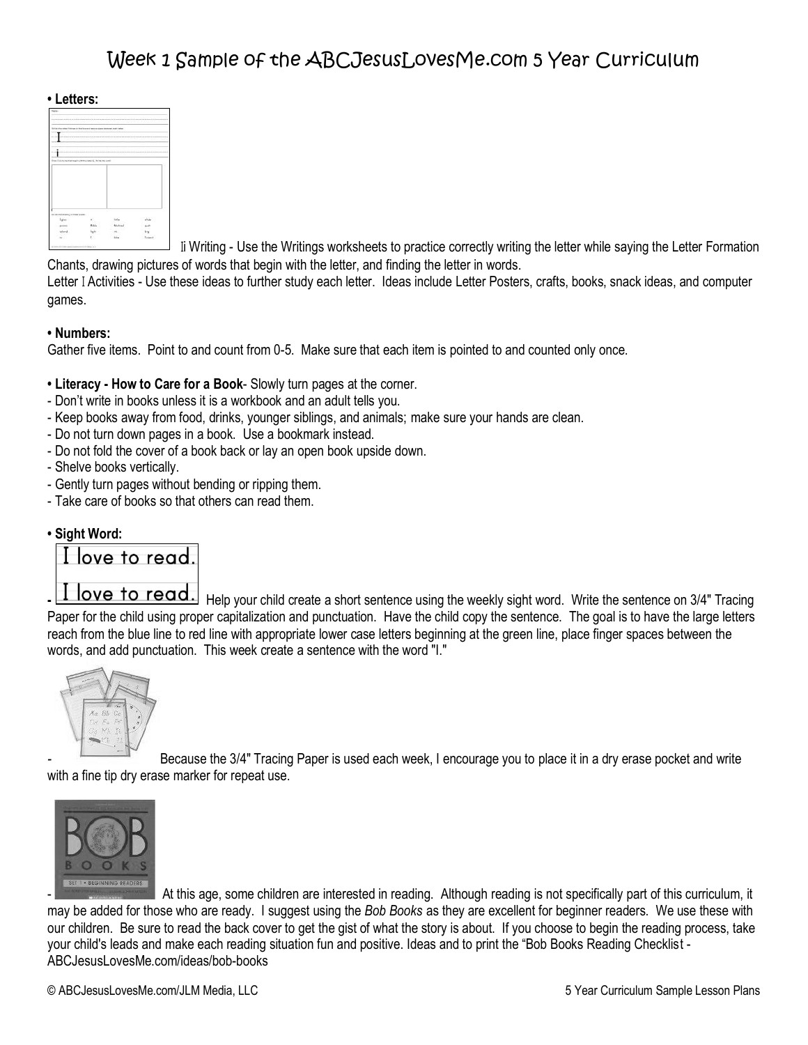# Week 1 Sample of the ABCJesusLovesMe.com 5 Year Curriculum

**• Letters:**

Ii Writing - Use the Writings worksheets to practice correctly writing the letter while saying the Letter Formation Chants, drawing pictures of words that begin with the letter, and finding the letter in words.

Letter I Activities - Use these ideas to further study each letter. Ideas include Letter Posters, crafts, books, snack ideas, and computer games.

**• Numbers:**

Gather five items. Point to and count from 0-5. Make sure that each item is pointed to and counted only once.

**• Literacy - How to Care for a Book**- Slowly turn pages at the corner.

- Don't write in books unless it is a workbook and an adult tells you.
- Keep books away from food, drinks, younger siblings, and animals; make sure your hands are clean.
- Do not turn down pages in a book. Use a bookmark instead.
- Do not fold the cover of a book back or lay an open book upside down.
- Shelve books vertically.
- Gently turn pages without bending or ripping them.
- Take care of books so that others can read them.

**• Sight Word:**

I love to read.

- I love to read. Help your child create a short sentence using the weekly sight word. Write the sentence on 3/4" Tracing Paper for the child using proper capitalization and punctuation. Have the child copy the sentence. The goal is to have the large letters reach from the blue line to red line with appropriate lower case letters beginning at the green line, place finger spaces between the words, and add punctuation. This week create a sentence with the word "I."

- Because the 3/4" Tracing Paper is used each week, I encourage you to place it in a dry erase pocket and write with a fine tip dry erase marker for repeat use.

- At this age, some children are interested in reading. Although reading is not specifically part of this curriculum, it may be added for those who are ready. I suggest using the *Bob Books* as they are excellent for beginner readers. We use these with our children. Be sure to read the back cover to get the gist of what the story is about. If you choose to begin the reading process, take your child's leads and make each reading situation fun and positive. Ideas and to print the "Bob Books Reading Checklist - ABCJesusLovesMe.com/ideas/bob-books

© ABCJesusLovesMe.com/JLM Media, LLC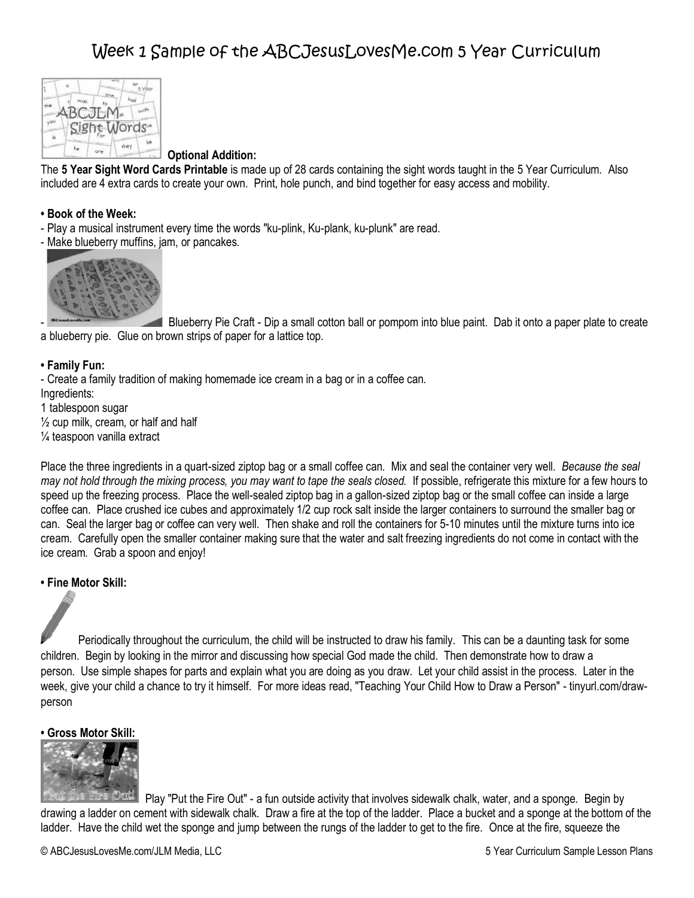# Week 1 Sample of the ABCJesusLovesMe.com 5 Year Curriculum

**Optional Addition:**

The **5 Year Sight Word Cards Printable** is made up of 28 cards containing the sight words taught in the 5 Year Curriculum. Also included are 4 extra cards to create your own. Print, hole punch, and bind together for easy access and mobility.

**• Book of the Week:**

- Play a musical instrument every time the words "ku-plink, Ku-plank, ku-plunk" are read.
- Make blueberry muffins, jam, or pancakes.
- Blueberry Pie Craft - Dip a small cotton ball or pompom into blue paint. Dab it onto a paper plate to create a blueberry pie. Glue on brown strips of paper for a lattice top.

**• Family Fun:**

- Create a family tradition of making homemade ice cream in a bag or in a coffee can.

Ingredients:
1 tablespoon sugar
½ cup milk, cream, or half and half
¼ teaspoon vanilla extract

Place the three ingredients in a quart-sized ziptop bag or a small coffee can. Mix and seal the container very well. *Because the seal may not hold through the mixing process, you may want to tape the seals closed.* If possible, refrigerate this mixture for a few hours to speed up the freezing process. Place the well-sealed ziptop bag in a gallon-sized ziptop bag or the small coffee can inside a large coffee can. Place crushed ice cubes and approximately 1/2 cup rock salt inside the larger containers to surround the smaller bag or can. Seal the larger bag or coffee can very well. Then shake and roll the containers for 5-10 minutes until the mixture turns into ice cream. Carefully open the smaller container making sure that the water and salt freezing ingredients do not come in contact with the ice cream. Grab a spoon and enjoy!

**• Fine Motor Skill:**

Periodically throughout the curriculum, the child will be instructed to draw his family. This can be a daunting task for some children. Begin by looking in the mirror and discussing how special God made the child. Then demonstrate how to draw a person. Use simple shapes for parts and explain what you are doing as you draw. Let your child assist in the process. Later in the week, give your child a chance to try it himself. For more ideas read, "Teaching Your Child How to Draw a Person" - tinyurl.com/draw-person

**• Gross Motor Skill:**

Play "Put the Fire Out" - a fun outside activity that involves sidewalk chalk, water, and a sponge. Begin by drawing a ladder on cement with sidewalk chalk. Draw a fire at the top of the ladder. Place a bucket and a sponge at the bottom of the ladder. Have the child wet the sponge and jump between the rungs of the ladder to get to the fire. Once at the fire, squeeze the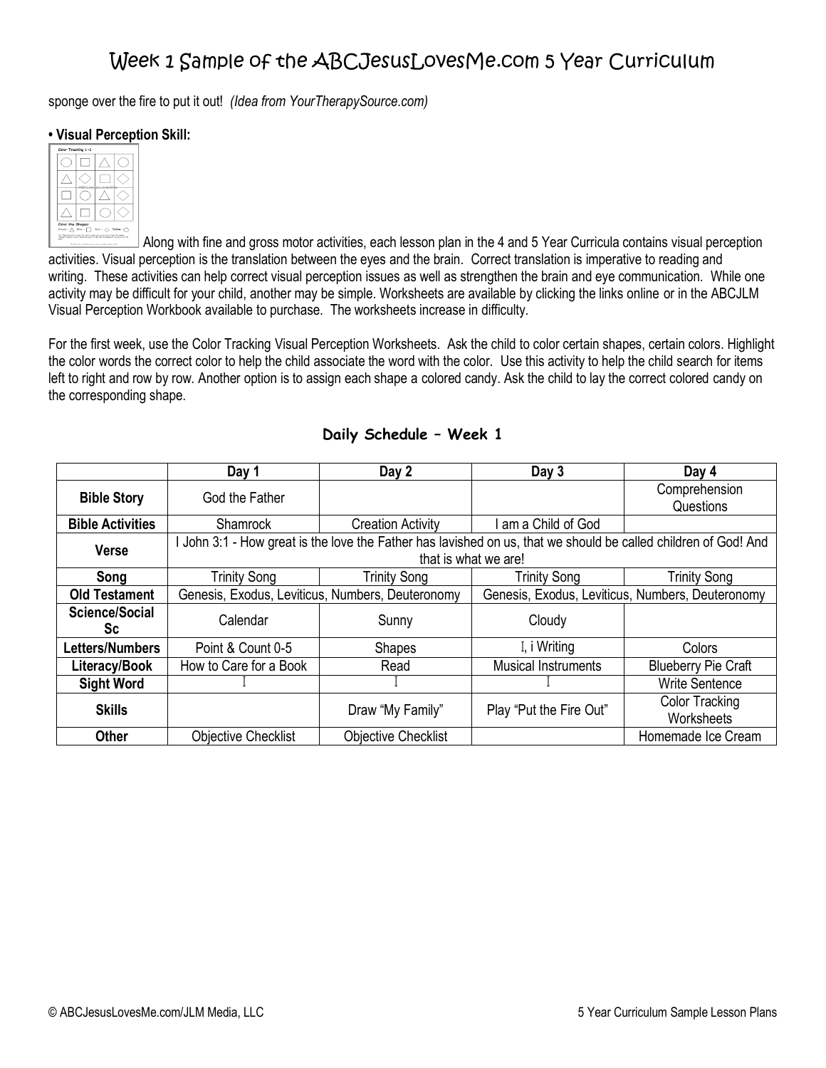sponge over the fire to put it out! *(Idea from YourTherapySource.com)*

**• Visual Perception Skill:**

Along with fine and gross motor activities, each lesson plan in the 4 and 5 Year Curricula contains visual perception activities. Visual perception is the translation between the eyes and the brain. Correct translation is imperative to reading and writing. These activities can help correct visual perception issues as well as strengthen the brain and eye communication. While one activity may be difficult for your child, another may be simple. Worksheets are available by clicking the links online or in the ABCJLM Visual Perception Workbook available to purchase. The worksheets increase in difficulty.

For the first week, use the Color Tracking Visual Perception Worksheets. Ask the child to color certain shapes, certain colors. Highlight the color words the correct color to help the child associate the word with the color. Use this activity to help the child search for items left to right and row by row. Another option is to assign each shape a colored candy. Ask the child to lay the correct colored candy on the corresponding shape.

## Daily Schedule – Week 1

| | Day 1 | Day 2 | Day 3 | Day 4 |
|---|---|---|---|---|
| **Bible Story** | God the Father | | | Comprehension Questions |
| **Bible Activities** | Shamrock | Creation Activity | I am a Child of God | |
| **Verse** | I John 3:1 - How great is the love the Father has lavished on us, that we should be called children of God! And that is what we are! | | | |
| **Song** | Trinity Song | Trinity Song | Trinity Song | Trinity Song |
| **Old Testament** | Genesis, Exodus, Leviticus, Numbers, Deuteronomy | | Genesis, Exodus, Leviticus, Numbers, Deuteronomy | |
| **Science/Social Sc** | Calendar | Sunny | Cloudy | |
| **Letters/Numbers** | Point & Count 0-5 | Shapes | I, i Writing | Colors |
| **Literacy/Book** | How to Care for a Book | Read | Musical Instruments | Blueberry Pie Craft |
| **Sight Word** | I | I | I | Write Sentence |
| **Skills** | | Draw "My Family" | Play "Put the Fire Out" | Color Tracking Worksheets |
| **Other** | Objective Checklist | Objective Checklist | | Homemade Ice Cream |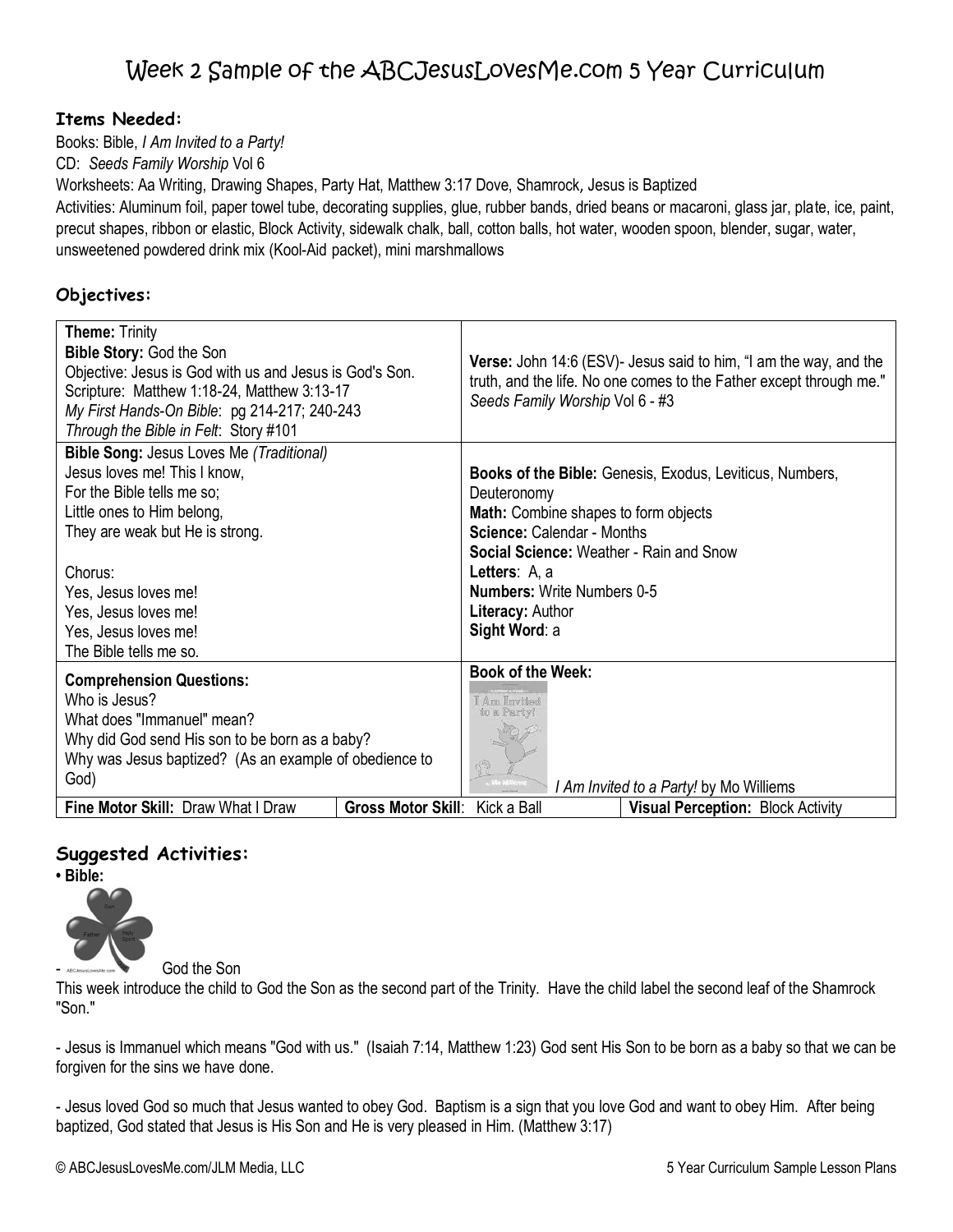# Week 2 Sample of the ABCJesusLovesMe.com 5 Year Curriculum

**Items Needed:**

Books: Bible, *I Am Invited to a Party!*

CD: *Seeds Family Worship* Vol 6

Worksheets: Aa Writing, Drawing Shapes, Party Hat, Matthew 3:17 Dove, Shamrock, Jesus is Baptized

Activities: Aluminum foil, paper towel tube, decorating supplies, glue, rubber bands, dried beans or macaroni, glass jar, plate, ice, paint, precut shapes, ribbon or elastic, Block Activity, sidewalk chalk, ball, cotton balls, hot water, wooden spoon, blender, sugar, water, unsweetened powdered drink mix (Kool-Aid packet), mini marshmallows

**Objectives:**

| | | |
|---|---|---|
| **Theme:** Trinity<br>**Bible Story:** God the Son<br>Objective: Jesus is God with us and Jesus is God's Son.<br>Scripture: Matthew 1:18-24, Matthew 3:13-17<br>*My First Hands-On Bible*: pg 214-217; 240-243<br>*Through the Bible in Felt*: Story #101 | | **Verse:** John 14:6 (ESV)- Jesus said to him, "I am the way, and the truth, and the life. No one comes to the Father except through me."<br>*Seeds Family Worship* Vol 6 - #3 |
| **Bible Song:** Jesus Loves Me *(Traditional)*<br>Jesus loves me! This I know,<br>For the Bible tells me so;<br>Little ones to Him belong,<br>They are weak but He is strong.<br><br>Chorus:<br>Yes, Jesus loves me!<br>Yes, Jesus loves me!<br>Yes, Jesus loves me!<br>The Bible tells me so. | | **Books of the Bible:** Genesis, Exodus, Leviticus, Numbers, Deuteronomy<br>**Math:** Combine shapes to form objects<br>**Science:** Calendar - Months<br>**Social Science:** Weather - Rain and Snow<br>**Letters**: A, a<br>**Numbers:** Write Numbers 0-5<br>**Literacy:** Author<br>**Sight Word**: a |
| **Comprehension Questions:**<br>Who is Jesus?<br>What does "Immanuel" mean?<br>Why did God send His son to be born as a baby?<br>Why was Jesus baptized? (As an example of obedience to God) | | **Book of the Week:**<br>*I Am Invited to a Party!* by Mo Williems |
| **Fine Motor Skill:** Draw What I Draw | **Gross Motor Skill**: Kick a Ball | **Visual Perception:** Block Activity |

## Suggested Activities:

**• Bible:**

- God the Son

This week introduce the child to God the Son as the second part of the Trinity. Have the child label the second leaf of the Shamrock "Son."

- Jesus is Immanuel which means "God with us." (Isaiah 7:14, Matthew 1:23) God sent His Son to be born as a baby so that we can be forgiven for the sins we have done.

- Jesus loved God so much that Jesus wanted to obey God. Baptism is a sign that you love God and want to obey Him. After being baptized, God stated that Jesus is His Son and He is very pleased in Him. (Matthew 3:17)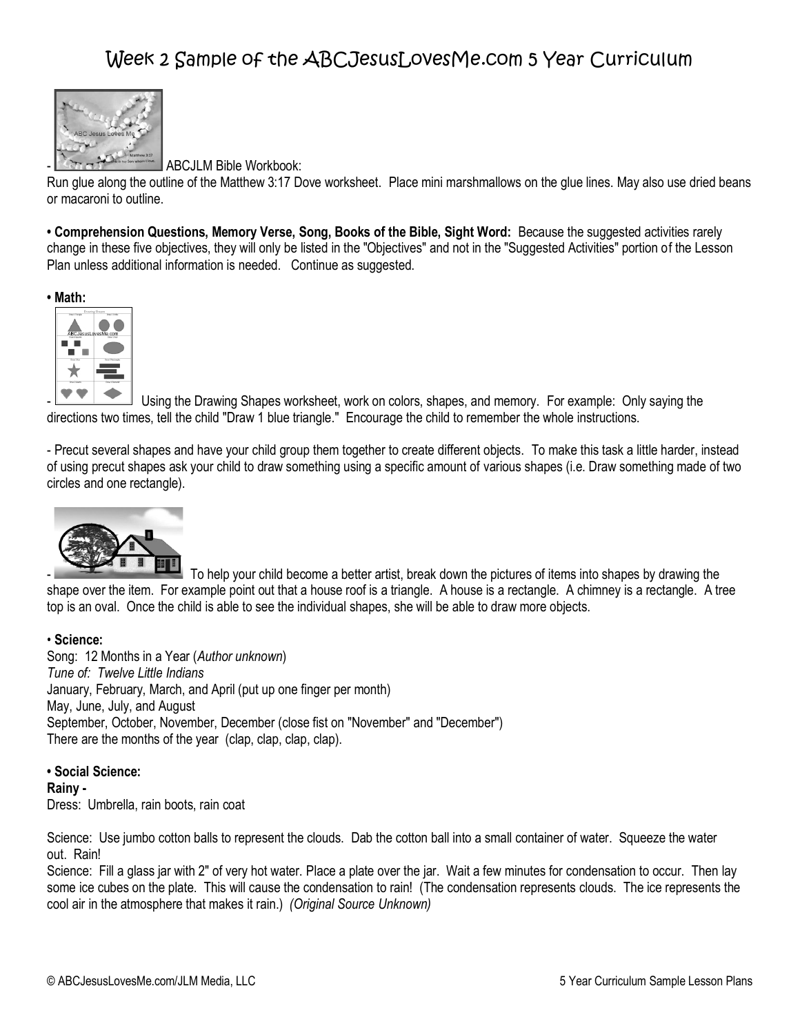# Week 2 Sample of the ABCJesusLovesMe.com 5 Year Curriculum

- ABCJLM Bible Workbook:

Run glue along the outline of the Matthew 3:17 Dove worksheet. Place mini marshmallows on the glue lines. May also use dried beans or macaroni to outline.

• **Comprehension Questions, Memory Verse, Song, Books of the Bible, Sight Word:** Because the suggested activities rarely change in these five objectives, they will only be listed in the "Objectives" and not in the "Suggested Activities" portion of the Lesson Plan unless additional information is needed. Continue as suggested.

• **Math:**

- Using the Drawing Shapes worksheet, work on colors, shapes, and memory. For example: Only saying the directions two times, tell the child "Draw 1 blue triangle." Encourage the child to remember the whole instructions.

- Precut several shapes and have your child group them together to create different objects. To make this task a little harder, instead of using precut shapes ask your child to draw something using a specific amount of various shapes (i.e. Draw something made of two circles and one rectangle).

- To help your child become a better artist, break down the pictures of items into shapes by drawing the shape over the item. For example point out that a house roof is a triangle. A house is a rectangle. A chimney is a rectangle. A tree top is an oval. Once the child is able to see the individual shapes, she will be able to draw more objects.

• **Science:**

Song: 12 Months in a Year (*Author unknown*)
*Tune of: Twelve Little Indians*
January, February, March, and April (put up one finger per month)
May, June, July, and August
September, October, November, December (close fist on "November" and "December")
There are the months of the year (clap, clap, clap, clap).

• **Social Science:**

**Rainy -**
Dress: Umbrella, rain boots, rain coat

Science: Use jumbo cotton balls to represent the clouds. Dab the cotton ball into a small container of water. Squeeze the water out. Rain!

Science: Fill a glass jar with 2" of very hot water. Place a plate over the jar. Wait a few minutes for condensation to occur. Then lay some ice cubes on the plate. This will cause the condensation to rain! (The condensation represents clouds. The ice represents the cool air in the atmosphere that makes it rain.) *(Original Source Unknown)*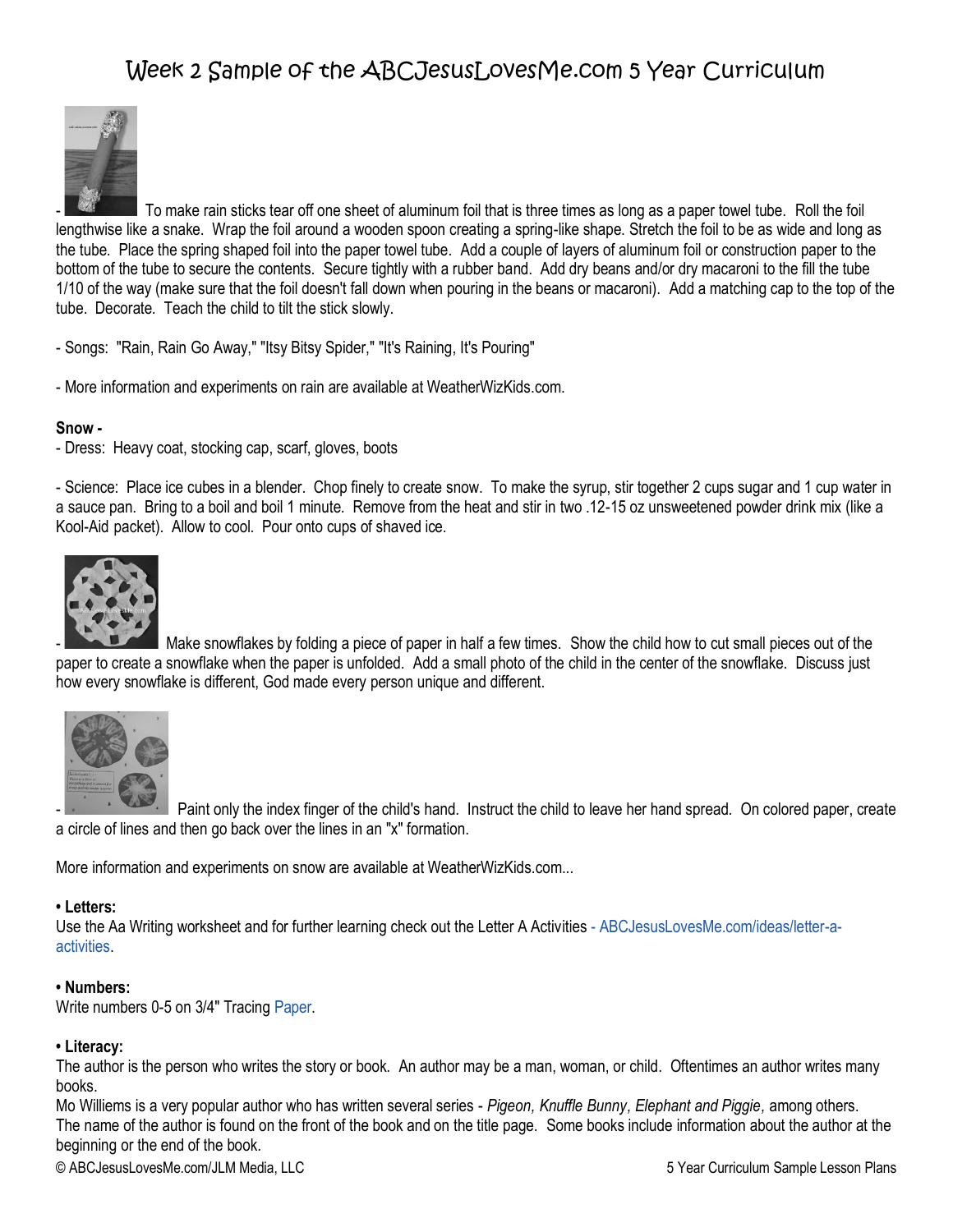# Week 2 Sample of the ABCJesusLovesMe.com 5 Year Curriculum

- To make rain sticks tear off one sheet of aluminum foil that is three times as long as a paper towel tube. Roll the foil lengthwise like a snake. Wrap the foil around a wooden spoon creating a spring-like shape. Stretch the foil to be as wide and long as the tube. Place the spring shaped foil into the paper towel tube. Add a couple of layers of aluminum foil or construction paper to the bottom of the tube to secure the contents. Secure tightly with a rubber band. Add dry beans and/or dry macaroni to the fill the tube 1/10 of the way (make sure that the foil doesn't fall down when pouring in the beans or macaroni). Add a matching cap to the top of the tube. Decorate. Teach the child to tilt the stick slowly.

- Songs: "Rain, Rain Go Away," "Itsy Bitsy Spider," "It's Raining, It's Pouring"

- More information and experiments on rain are available at WeatherWizKids.com.

**Snow -**

- Dress: Heavy coat, stocking cap, scarf, gloves, boots

- Science: Place ice cubes in a blender. Chop finely to create snow. To make the syrup, stir together 2 cups sugar and 1 cup water in a sauce pan. Bring to a boil and boil 1 minute. Remove from the heat and stir in two .12-15 oz unsweetened powder drink mix (like a Kool-Aid packet). Allow to cool. Pour onto cups of shaved ice.

- Make snowflakes by folding a piece of paper in half a few times. Show the child how to cut small pieces out of the paper to create a snowflake when the paper is unfolded. Add a small photo of the child in the center of the snowflake. Discuss just how every snowflake is different, God made every person unique and different.

- Paint only the index finger of the child's hand. Instruct the child to leave her hand spread. On colored paper, create a circle of lines and then go back over the lines in an "x" formation.

More information and experiments on snow are available at WeatherWizKids.com...

**• Letters:**

Use the Aa Writing worksheet and for further learning check out the Letter A Activities - ABCJesusLovesMe.com/ideas/letter-a-activities.

**• Numbers:**

Write numbers 0-5 on 3/4" Tracing Paper.

**• Literacy:**

The author is the person who writes the story or book. An author may be a man, woman, or child. Oftentimes an author writes many books.

Mo Williems is a very popular author who has written several series - *Pigeon, Knuffle Bunny, Elephant and Piggie,* among others.

The name of the author is found on the front of the book and on the title page. Some books include information about the author at the beginning or the end of the book.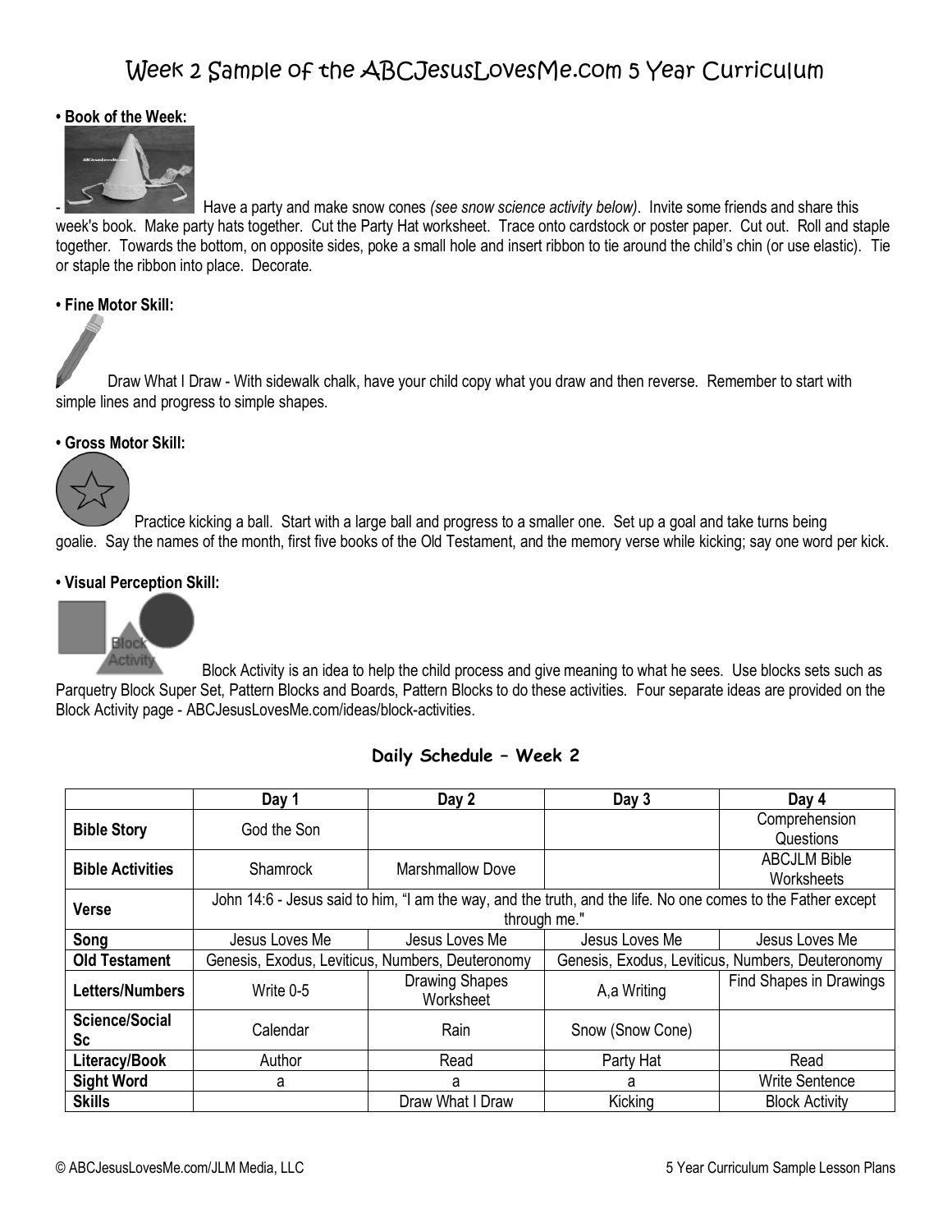# Week 2 Sample of the ABCJesusLovesMe.com 5 Year Curriculum

**• Book of the Week:**

- Have a party and make snow cones *(see snow science activity below)*. Invite some friends and share this week's book. Make party hats together. Cut the Party Hat worksheet. Trace onto cardstock or poster paper. Cut out. Roll and staple together. Towards the bottom, on opposite sides, poke a small hole and insert ribbon to tie around the child's chin (or use elastic). Tie or staple the ribbon into place. Decorate.

**• Fine Motor Skill:**

Draw What I Draw - With sidewalk chalk, have your child copy what you draw and then reverse. Remember to start with simple lines and progress to simple shapes.

**• Gross Motor Skill:**

Practice kicking a ball. Start with a large ball and progress to a smaller one. Set up a goal and take turns being goalie. Say the names of the month, first five books of the Old Testament, and the memory verse while kicking; say one word per kick.

**• Visual Perception Skill:**

Block Activity is an idea to help the child process and give meaning to what he sees. Use blocks sets such as Parquetry Block Super Set, Pattern Blocks and Boards, Pattern Blocks to do these activities. Four separate ideas are provided on the Block Activity page - ABCJesusLovesMe.com/ideas/block-activities.

## Daily Schedule – Week 2

| | Day 1 | Day 2 | Day 3 | Day 4 |
|---|---|---|---|---|
| **Bible Story** | God the Son | | | Comprehension Questions |
| **Bible Activities** | Shamrock | Marshmallow Dove | | ABCJLM Bible Worksheets |
| **Verse** | John 14:6 - Jesus said to him, "I am the way, and the truth, and the life. No one comes to the Father except through me." | | | |
| **Song** | Jesus Loves Me | Jesus Loves Me | Jesus Loves Me | Jesus Loves Me |
| **Old Testament** | Genesis, Exodus, Leviticus, Numbers, Deuteronomy | | Genesis, Exodus, Leviticus, Numbers, Deuteronomy | |
| **Letters/Numbers** | Write 0-5 | Drawing Shapes Worksheet | A,a Writing | Find Shapes in Drawings |
| **Science/Social Sc** | Calendar | Rain | Snow (Snow Cone) | |
| **Literacy/Book** | Author | Read | Party Hat | Read |
| **Sight Word** | a | a | a | Write Sentence |
| **Skills** | | Draw What I Draw | Kicking | Block Activity |

© ABCJesusLovesMe.com/JLM Media, LLC — 5 Year Curriculum Sample Lesson Plans